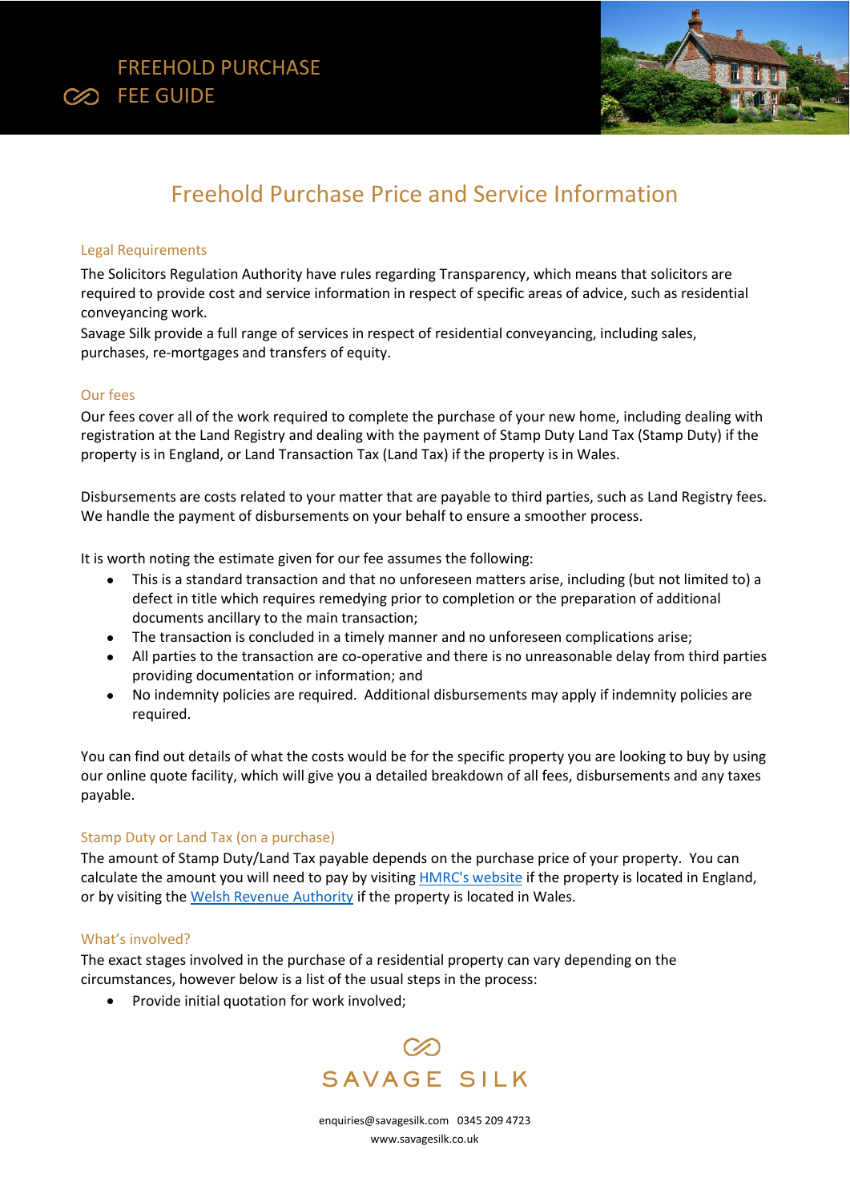# FREEHOLD PURCHASE FEE GUIDE

## Freehold Purchase Price and Service Information

### Legal Requirements

The Solicitors Regulation Authority have rules regarding Transparency, which means that solicitors are required to provide cost and service information in respect of specific areas of advice, such as residential conveyancing work.
Savage Silk provide a full range of services in respect of residential conveyancing, including sales, purchases, re-mortgages and transfers of equity.

### Our fees

Our fees cover all of the work required to complete the purchase of your new home, including dealing with registration at the Land Registry and dealing with the payment of Stamp Duty Land Tax (Stamp Duty) if the property is in England, or Land Transaction Tax (Land Tax) if the property is in Wales.

Disbursements are costs related to your matter that are payable to third parties, such as Land Registry fees. We handle the payment of disbursements on your behalf to ensure a smoother process.

It is worth noting the estimate given for our fee assumes the following:

- This is a standard transaction and that no unforeseen matters arise, including (but not limited to) a defect in title which requires remedying prior to completion or the preparation of additional documents ancillary to the main transaction;
- The transaction is concluded in a timely manner and no unforeseen complications arise;
- All parties to the transaction are co-operative and there is no unreasonable delay from third parties providing documentation or information; and
- No indemnity policies are required. Additional disbursements may apply if indemnity policies are required.

You can find out details of what the costs would be for the specific property you are looking to buy by using our online quote facility, which will give you a detailed breakdown of all fees, disbursements and any taxes payable.

### Stamp Duty or Land Tax (on a purchase)

The amount of Stamp Duty/Land Tax payable depends on the purchase price of your property. You can calculate the amount you will need to pay by visiting HMRC's website if the property is located in England, or by visiting the Welsh Revenue Authority if the property is located in Wales.

### What's involved?

The exact stages involved in the purchase of a residential property can vary depending on the circumstances, however below is a list of the usual steps in the process:

- Provide initial quotation for work involved;

SAVAGE SILK

enquiries@savagesilk.com 0345 209 4723
www.savagesilk.co.uk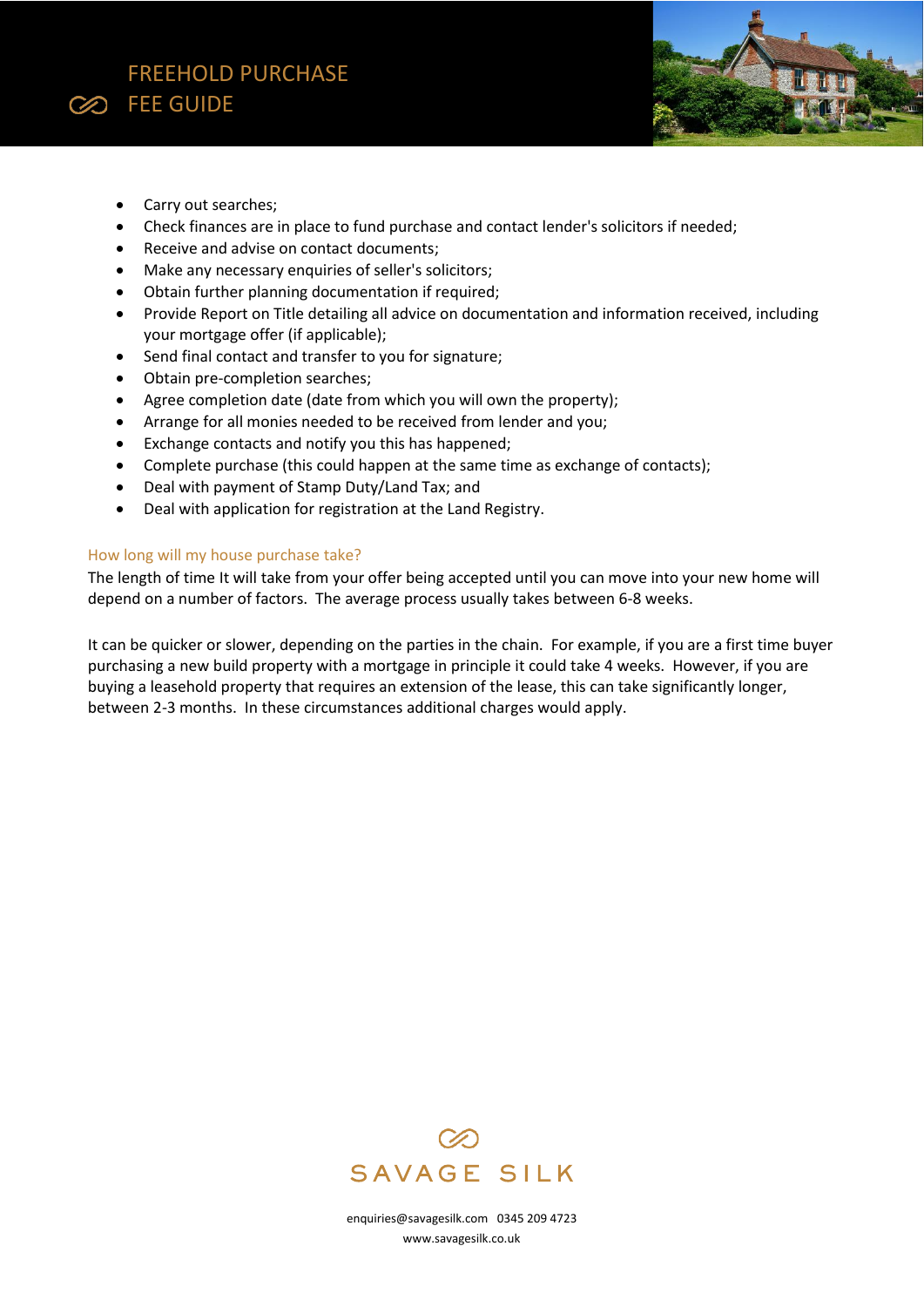- Carry out searches;
- Check finances are in place to fund purchase and contact lender's solicitors if needed;
- Receive and advise on contact documents;
- Make any necessary enquiries of seller's solicitors;
- Obtain further planning documentation if required;
- Provide Report on Title detailing all advice on documentation and information received, including your mortgage offer (if applicable);
- Send final contact and transfer to you for signature;
- Obtain pre-completion searches;
- Agree completion date (date from which you will own the property);
- Arrange for all monies needed to be received from lender and you;
- Exchange contacts and notify you this has happened;
- Complete purchase (this could happen at the same time as exchange of contacts);
- Deal with payment of Stamp Duty/Land Tax; and
- Deal with application for registration at the Land Registry.

## How long will my house purchase take?

The length of time It will take from your offer being accepted until you can move into your new home will depend on a number of factors. The average process usually takes between 6-8 weeks.

It can be quicker or slower, depending on the parties in the chain. For example, if you are a first time buyer purchasing a new build property with a mortgage in principle it could take 4 weeks. However, if you are buying a leasehold property that requires an extension of the lease, this can take significantly longer, between 2-3 months. In these circumstances additional charges would apply.

SAVAGE SILK

enquiries@savagesilk.com 0345 209 4723
www.savagesilk.co.uk